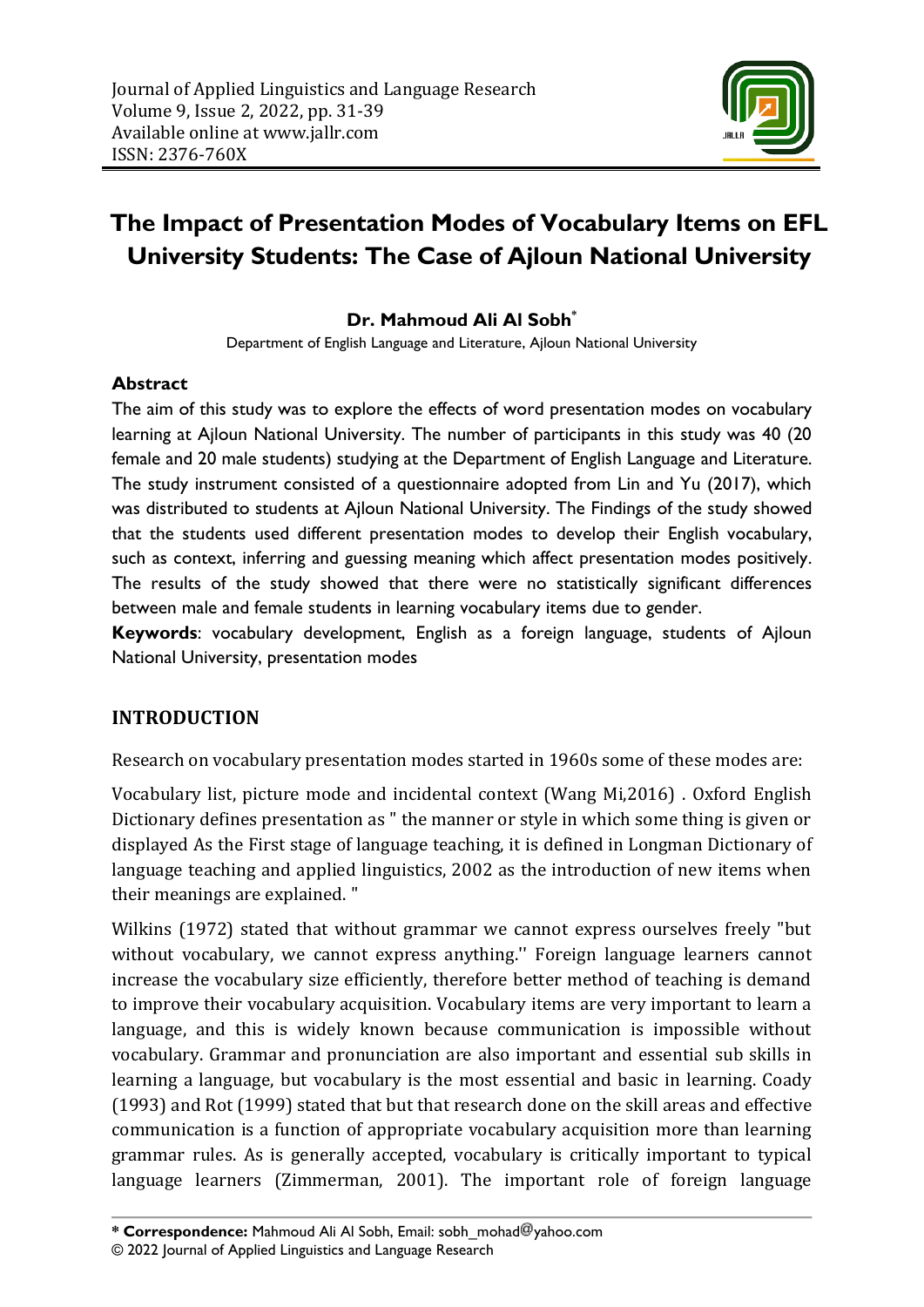# The Impact of Presentation Modes of Vocabulary Items on EFL University Students: The Case of Ajloun National University

**Dr. Mahmoud Ali Al Sobh***

Department of English Language and Literature, Ajloun National University

### Abstract

The aim of this study was to explore the effects of word presentation modes on vocabulary learning at Ajloun National University. The number of participants in this study was 40 (20 female and 20 male students) studying at the Department of English Language and Literature. The study instrument consisted of a questionnaire adopted from Lin and Yu (2017), which was distributed to students at Ajloun National University. The Findings of the study showed that the students used different presentation modes to develop their English vocabulary, such as context, inferring and guessing meaning which affect presentation modes positively. The results of the study showed that there were no statistically significant differences between male and female students in learning vocabulary items due to gender.

**Keywords**: vocabulary development, English as a foreign language, students of Ajloun National University, presentation modes

## INTRODUCTION

Research on vocabulary presentation modes started in 1960s some of these modes are:

Vocabulary list, picture mode and incidental context (Wang Mi,2016) . Oxford English Dictionary defines presentation as " the manner or style in which some thing is given or displayed As the First stage of language teaching, it is defined in Longman Dictionary of language teaching and applied linguistics, 2002 as the introduction of new items when their meanings are explained. "

Wilkins (1972) stated that without grammar we cannot express ourselves freely "but without vocabulary, we cannot express anything.'' Foreign language learners cannot increase the vocabulary size efficiently, therefore better method of teaching is demand to improve their vocabulary acquisition. Vocabulary items are very important to learn a language, and this is widely known because communication is impossible without vocabulary. Grammar and pronunciation are also important and essential sub skills in learning a language, but vocabulary is the most essential and basic in learning. Coady (1993) and Rot (1999) stated that but that research done on the skill areas and effective communication is a function of appropriate vocabulary acquisition more than learning grammar rules. As is generally accepted, vocabulary is critically important to typical language learners (Zimmerman, 2001). The important role of foreign language

---

**\* Correspondence:** Mahmoud Ali Al Sobh, Email: sobh_mohad@yahoo.com

© 2022 Journal of Applied Linguistics and Language Research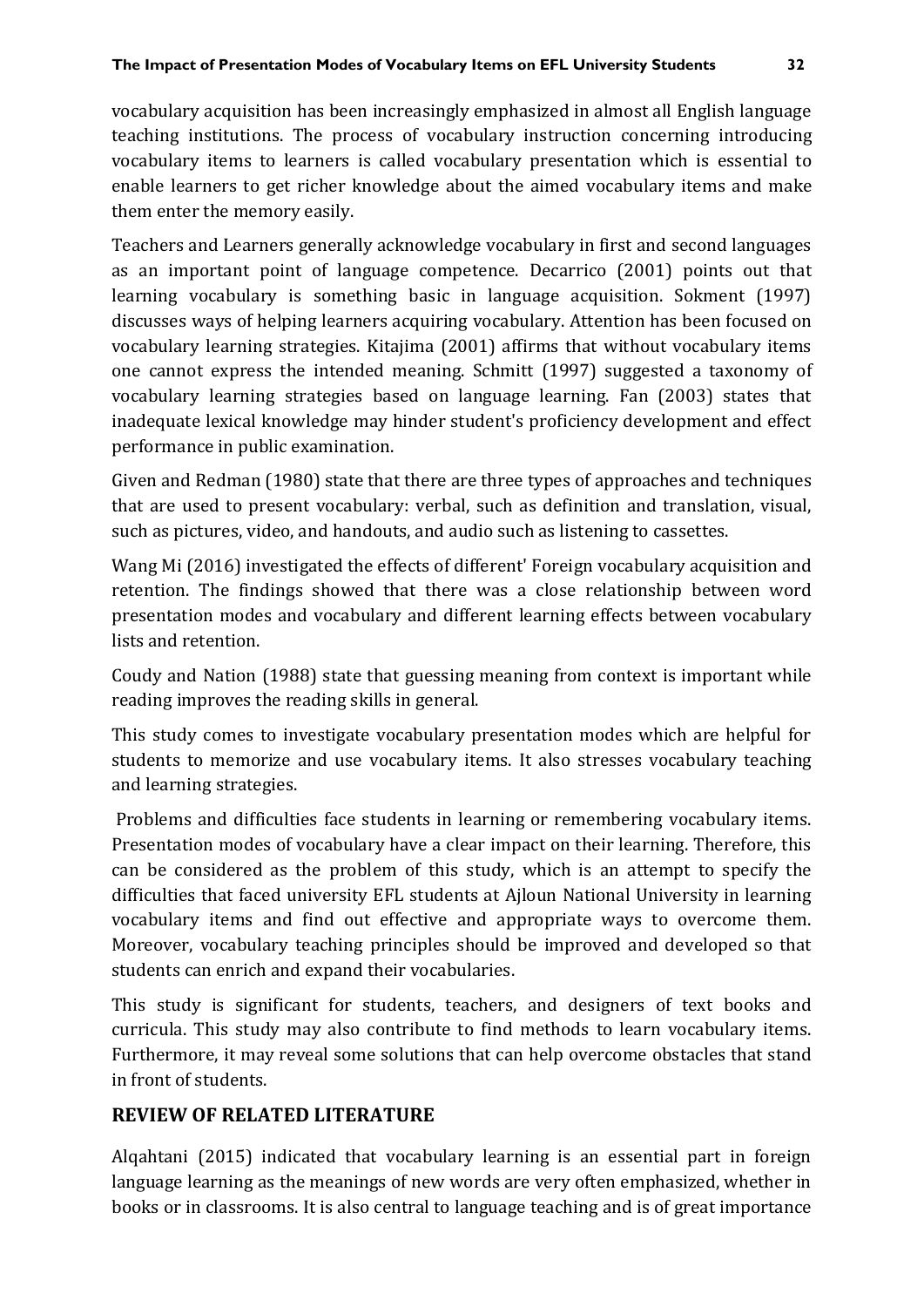vocabulary acquisition has been increasingly emphasized in almost all English language teaching institutions. The process of vocabulary instruction concerning introducing vocabulary items to learners is called vocabulary presentation which is essential to enable learners to get richer knowledge about the aimed vocabulary items and make them enter the memory easily.

Teachers and Learners generally acknowledge vocabulary in first and second languages as an important point of language competence. Decarrico (2001) points out that learning vocabulary is something basic in language acquisition. Sokment (1997) discusses ways of helping learners acquiring vocabulary. Attention has been focused on vocabulary learning strategies. Kitajima (2001) affirms that without vocabulary items one cannot express the intended meaning. Schmitt (1997) suggested a taxonomy of vocabulary learning strategies based on language learning. Fan (2003) states that inadequate lexical knowledge may hinder student's proficiency development and effect performance in public examination.

Given and Redman (1980) state that there are three types of approaches and techniques that are used to present vocabulary: verbal, such as definition and translation, visual, such as pictures, video, and handouts, and audio such as listening to cassettes.

Wang Mi (2016) investigated the effects of different' Foreign vocabulary acquisition and retention. The findings showed that there was a close relationship between word presentation modes and vocabulary and different learning effects between vocabulary lists and retention.

Coudy and Nation (1988) state that guessing meaning from context is important while reading improves the reading skills in general.

This study comes to investigate vocabulary presentation modes which are helpful for students to memorize and use vocabulary items. It also stresses vocabulary teaching and learning strategies.

Problems and difficulties face students in learning or remembering vocabulary items. Presentation modes of vocabulary have a clear impact on their learning. Therefore, this can be considered as the problem of this study, which is an attempt to specify the difficulties that faced university EFL students at Ajloun National University in learning vocabulary items and find out effective and appropriate ways to overcome them. Moreover, vocabulary teaching principles should be improved and developed so that students can enrich and expand their vocabularies.

This study is significant for students, teachers, and designers of text books and curricula. This study may also contribute to find methods to learn vocabulary items. Furthermore, it may reveal some solutions that can help overcome obstacles that stand in front of students.

## REVIEW OF RELATED LITERATURE

Alqahtani (2015) indicated that vocabulary learning is an essential part in foreign language learning as the meanings of new words are very often emphasized, whether in books or in classrooms. It is also central to language teaching and is of great importance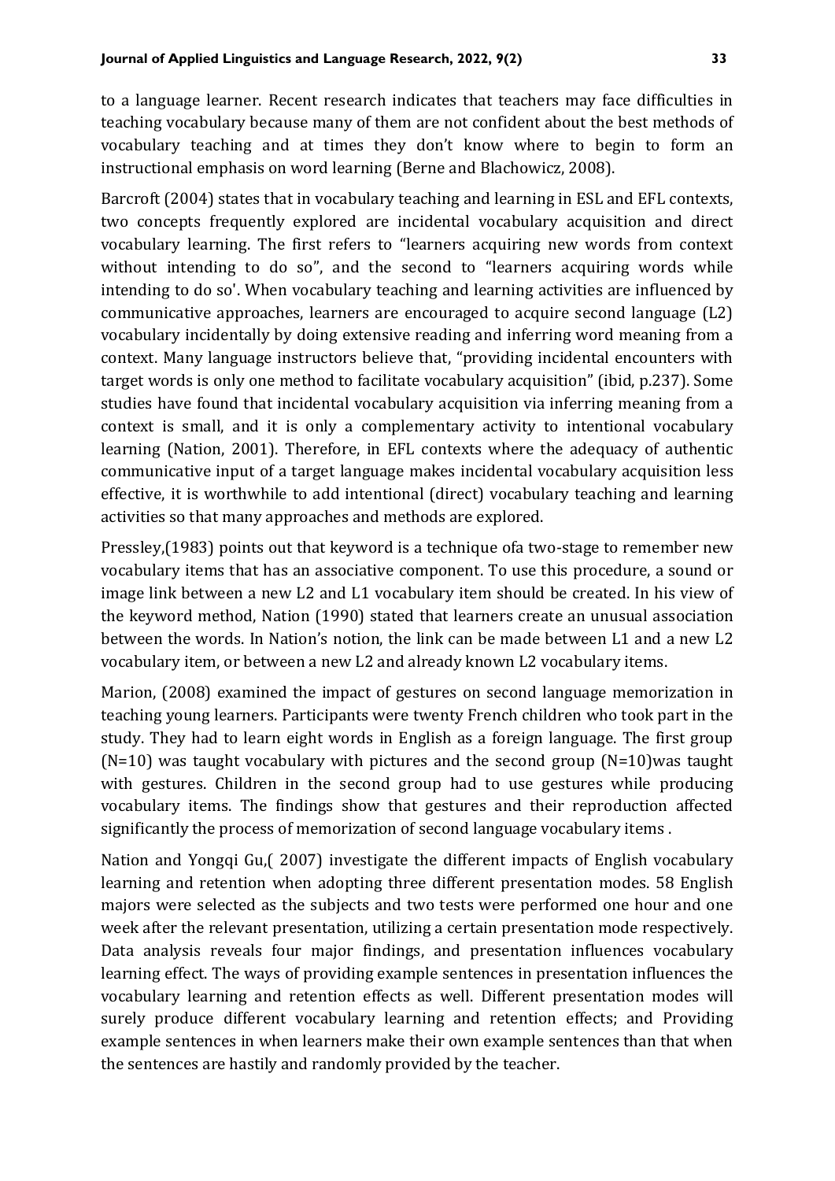to a language learner. Recent research indicates that teachers may face difficulties in teaching vocabulary because many of them are not confident about the best methods of vocabulary teaching and at times they don't know where to begin to form an instructional emphasis on word learning (Berne and Blachowicz, 2008).

Barcroft (2004) states that in vocabulary teaching and learning in ESL and EFL contexts, two concepts frequently explored are incidental vocabulary acquisition and direct vocabulary learning. The first refers to "learners acquiring new words from context without intending to do so", and the second to "learners acquiring words while intending to do so'. When vocabulary teaching and learning activities are influenced by communicative approaches, learners are encouraged to acquire second language (L2) vocabulary incidentally by doing extensive reading and inferring word meaning from a context. Many language instructors believe that, "providing incidental encounters with target words is only one method to facilitate vocabulary acquisition" (ibid, p.237). Some studies have found that incidental vocabulary acquisition via inferring meaning from a context is small, and it is only a complementary activity to intentional vocabulary learning (Nation, 2001). Therefore, in EFL contexts where the adequacy of authentic communicative input of a target language makes incidental vocabulary acquisition less effective, it is worthwhile to add intentional (direct) vocabulary teaching and learning activities so that many approaches and methods are explored.

Pressley,(1983) points out that keyword is a technique ofa two-stage to remember new vocabulary items that has an associative component. To use this procedure, a sound or image link between a new L2 and L1 vocabulary item should be created. In his view of the keyword method, Nation (1990) stated that learners create an unusual association between the words. In Nation's notion, the link can be made between L1 and a new L2 vocabulary item, or between a new L2 and already known L2 vocabulary items.

Marion, (2008) examined the impact of gestures on second language memorization in teaching young learners. Participants were twenty French children who took part in the study. They had to learn eight words in English as a foreign language. The first group (N=10) was taught vocabulary with pictures and the second group (N=10)was taught with gestures. Children in the second group had to use gestures while producing vocabulary items. The findings show that gestures and their reproduction affected significantly the process of memorization of second language vocabulary items .

Nation and Yongqi Gu,( 2007) investigate the different impacts of English vocabulary learning and retention when adopting three different presentation modes. 58 English majors were selected as the subjects and two tests were performed one hour and one week after the relevant presentation, utilizing a certain presentation mode respectively. Data analysis reveals four major findings, and presentation influences vocabulary learning effect. The ways of providing example sentences in presentation influences the vocabulary learning and retention effects as well. Different presentation modes will surely produce different vocabulary learning and retention effects; and Providing example sentences in when learners make their own example sentences than that when the sentences are hastily and randomly provided by the teacher.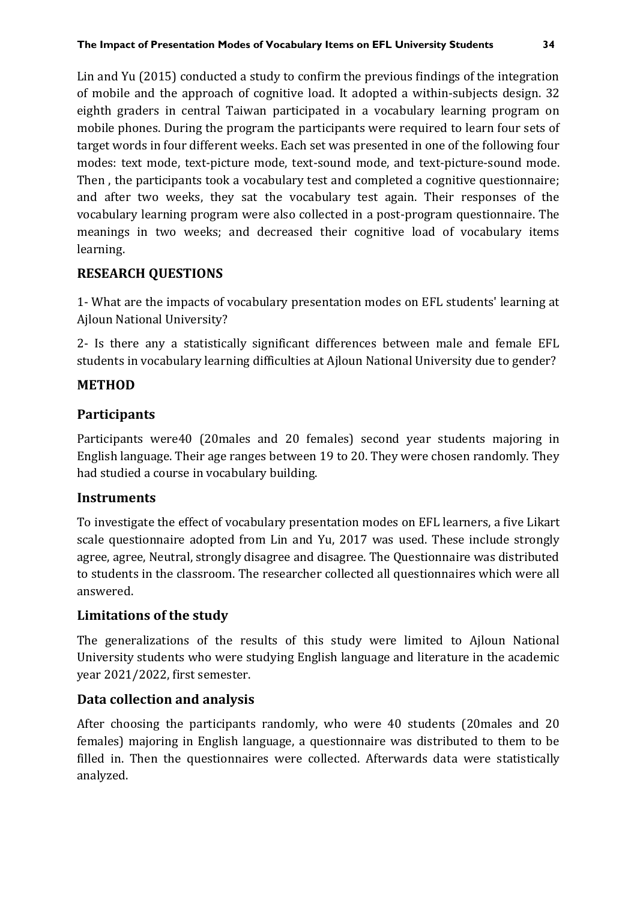Lin and Yu (2015) conducted a study to confirm the previous findings of the integration of mobile and the approach of cognitive load. It adopted a within-subjects design. 32 eighth graders in central Taiwan participated in a vocabulary learning program on mobile phones. During the program the participants were required to learn four sets of target words in four different weeks. Each set was presented in one of the following four modes: text mode, text-picture mode, text-sound mode, and text-picture-sound mode. Then , the participants took a vocabulary test and completed a cognitive questionnaire; and after two weeks, they sat the vocabulary test again. Their responses of the vocabulary learning program were also collected in a post-program questionnaire. The meanings in two weeks; and decreased their cognitive load of vocabulary items learning.

## RESEARCH QUESTIONS

1- What are the impacts of vocabulary presentation modes on EFL students' learning at Ajloun National University?

2- Is there any a statistically significant differences between male and female EFL students in vocabulary learning difficulties at Ajloun National University due to gender?

## METHOD

### Participants

Participants were40 (20males and 20 females) second year students majoring in English language. Their age ranges between 19 to 20. They were chosen randomly. They had studied a course in vocabulary building.

### Instruments

To investigate the effect of vocabulary presentation modes on EFL learners, a five Likart scale questionnaire adopted from Lin and Yu, 2017 was used. These include strongly agree, agree, Neutral, strongly disagree and disagree. The Questionnaire was distributed to students in the classroom. The researcher collected all questionnaires which were all answered.

### Limitations of the study

The generalizations of the results of this study were limited to Ajloun National University students who were studying English language and literature in the academic year 2021/2022, first semester.

### Data collection and analysis

After choosing the participants randomly, who were 40 students (20males and 20 females) majoring in English language, a questionnaire was distributed to them to be filled in. Then the questionnaires were collected. Afterwards data were statistically analyzed.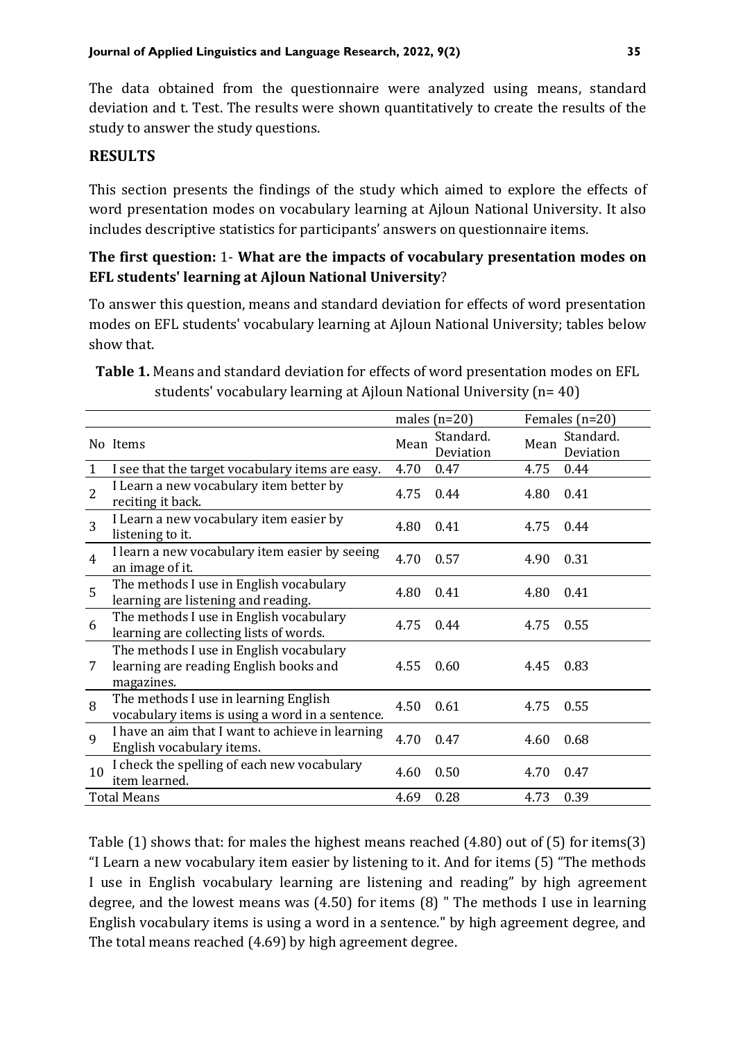The data obtained from the questionnaire were analyzed using means, standard deviation and t. Test. The results were shown quantitatively to create the results of the study to answer the study questions.

## RESULTS

This section presents the findings of the study which aimed to explore the effects of word presentation modes on vocabulary learning at Ajloun National University. It also includes descriptive statistics for participants' answers on questionnaire items.

**The first question:** 1- **What are the impacts of vocabulary presentation modes on EFL students' learning at Ajloun National University**?

To answer this question, means and standard deviation for effects of word presentation modes on EFL students' vocabulary learning at Ajloun National University; tables below show that.

**Table 1.** Means and standard deviation for effects of word presentation modes on EFL students' vocabulary learning at Ajloun National University (n= 40)

| | | males (n=20) | | Females (n=20) | |
|---|---|---|---|---|---|
| No | Items | Mean | Standard. Deviation | Mean | Standard. Deviation |
| 1 | I see that the target vocabulary items are easy. | 4.70 | 0.47 | 4.75 | 0.44 |
| 2 | I Learn a new vocabulary item better by reciting it back. | 4.75 | 0.44 | 4.80 | 0.41 |
| 3 | I Learn a new vocabulary item easier by listening to it. | 4.80 | 0.41 | 4.75 | 0.44 |
| 4 | I learn a new vocabulary item easier by seeing an image of it. | 4.70 | 0.57 | 4.90 | 0.31 |
| 5 | The methods I use in English vocabulary learning are listening and reading. | 4.80 | 0.41 | 4.80 | 0.41 |
| 6 | The methods I use in English vocabulary learning are collecting lists of words. | 4.75 | 0.44 | 4.75 | 0.55 |
| 7 | The methods I use in English vocabulary learning are reading English books and magazines. | 4.55 | 0.60 | 4.45 | 0.83 |
| 8 | The methods I use in learning English vocabulary items is using a word in a sentence. | 4.50 | 0.61 | 4.75 | 0.55 |
| 9 | I have an aim that I want to achieve in learning English vocabulary items. | 4.70 | 0.47 | 4.60 | 0.68 |
| 10 | I check the spelling of each new vocabulary item learned. | 4.60 | 0.50 | 4.70 | 0.47 |
| Total Means | | 4.69 | 0.28 | 4.73 | 0.39 |

Table (1) shows that: for males the highest means reached (4.80) out of (5) for items(3) "I Learn a new vocabulary item easier by listening to it. And for items (5) "The methods I use in English vocabulary learning are listening and reading" by high agreement degree, and the lowest means was (4.50) for items (8) " The methods I use in learning English vocabulary items is using a word in a sentence." by high agreement degree, and The total means reached (4.69) by high agreement degree.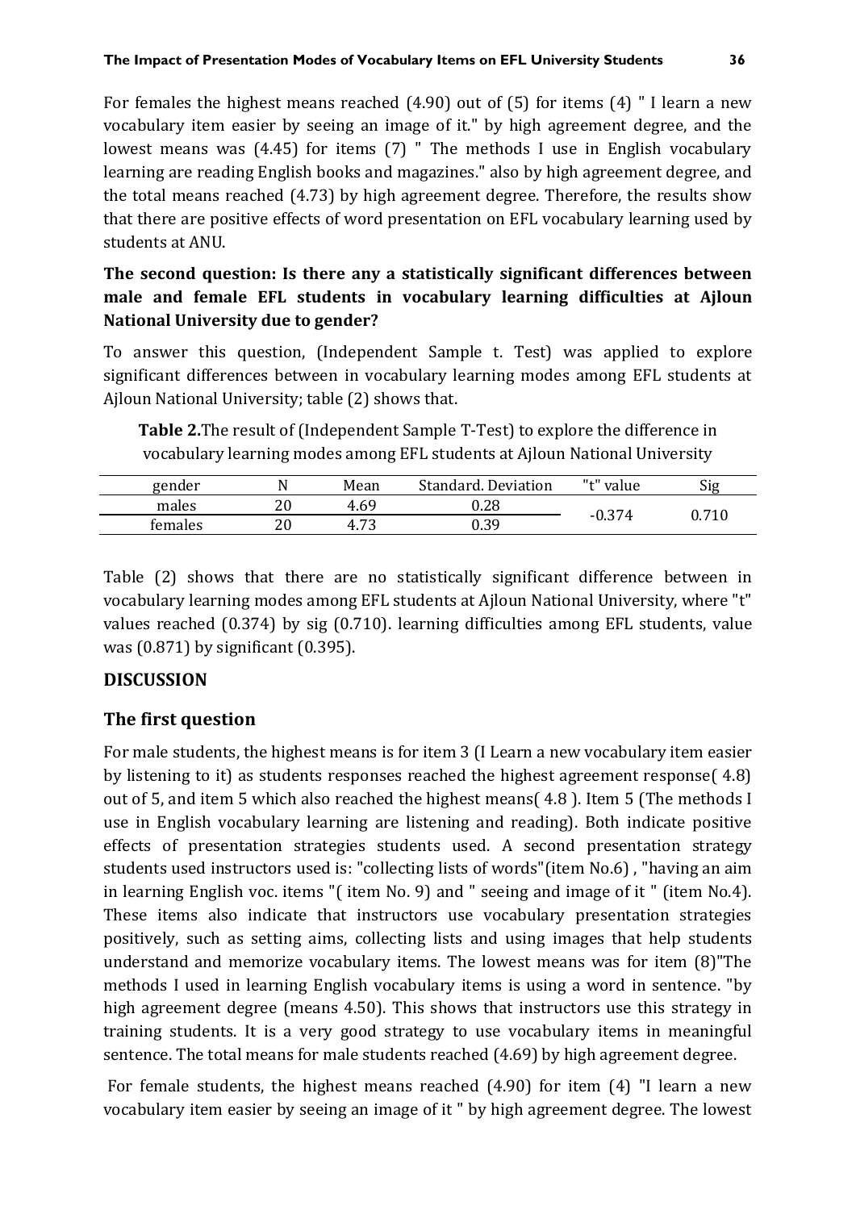For females the highest means reached (4.90) out of (5) for items (4) " I learn a new vocabulary item easier by seeing an image of it." by high agreement degree, and the lowest means was (4.45) for items (7) " The methods I use in English vocabulary learning are reading English books and magazines." also by high agreement degree, and the total means reached (4.73) by high agreement degree. Therefore, the results show that there are positive effects of word presentation on EFL vocabulary learning used by students at ANU.

**The second question: Is there any a statistically significant differences between male and female EFL students in vocabulary learning difficulties at Ajloun National University due to gender?**

To answer this question, (Independent Sample t. Test) was applied to explore significant differences between in vocabulary learning modes among EFL students at Ajloun National University; table (2) shows that.

**Table 2.**The result of (Independent Sample T-Test) to explore the difference in vocabulary learning modes among EFL students at Ajloun National University

| gender | N | Mean | Standard. Deviation | "t" value | Sig |
|---|---|---|---|---|---|
| males | 20 | 4.69 | 0.28 | -0.374 | 0.710 |
| females | 20 | 4.73 | 0.39 | | |

Table (2) shows that there are no statistically significant difference between in vocabulary learning modes among EFL students at Ajloun National University, where "t" values reached (0.374) by sig (0.710). learning difficulties among EFL students, value was (0.871) by significant (0.395).

## DISCUSSION

### The first question

For male students, the highest means is for item 3 (I Learn a new vocabulary item easier by listening to it) as students responses reached the highest agreement response( 4.8) out of 5, and item 5 which also reached the highest means( 4.8 ). Item 5 (The methods I use in English vocabulary learning are listening and reading). Both indicate positive effects of presentation strategies students used. A second presentation strategy students used instructors used is: "collecting lists of words"(item No.6) , "having an aim in learning English voc. items "( item No. 9) and " seeing and image of it " (item No.4). These items also indicate that instructors use vocabulary presentation strategies positively, such as setting aims, collecting lists and using images that help students understand and memorize vocabulary items. The lowest means was for item (8)"The methods I used in learning English vocabulary items is using a word in sentence. "by high agreement degree (means 4.50). This shows that instructors use this strategy in training students. It is a very good strategy to use vocabulary items in meaningful sentence. The total means for male students reached (4.69) by high agreement degree.

For female students, the highest means reached (4.90) for item (4) "I learn a new vocabulary item easier by seeing an image of it " by high agreement degree. The lowest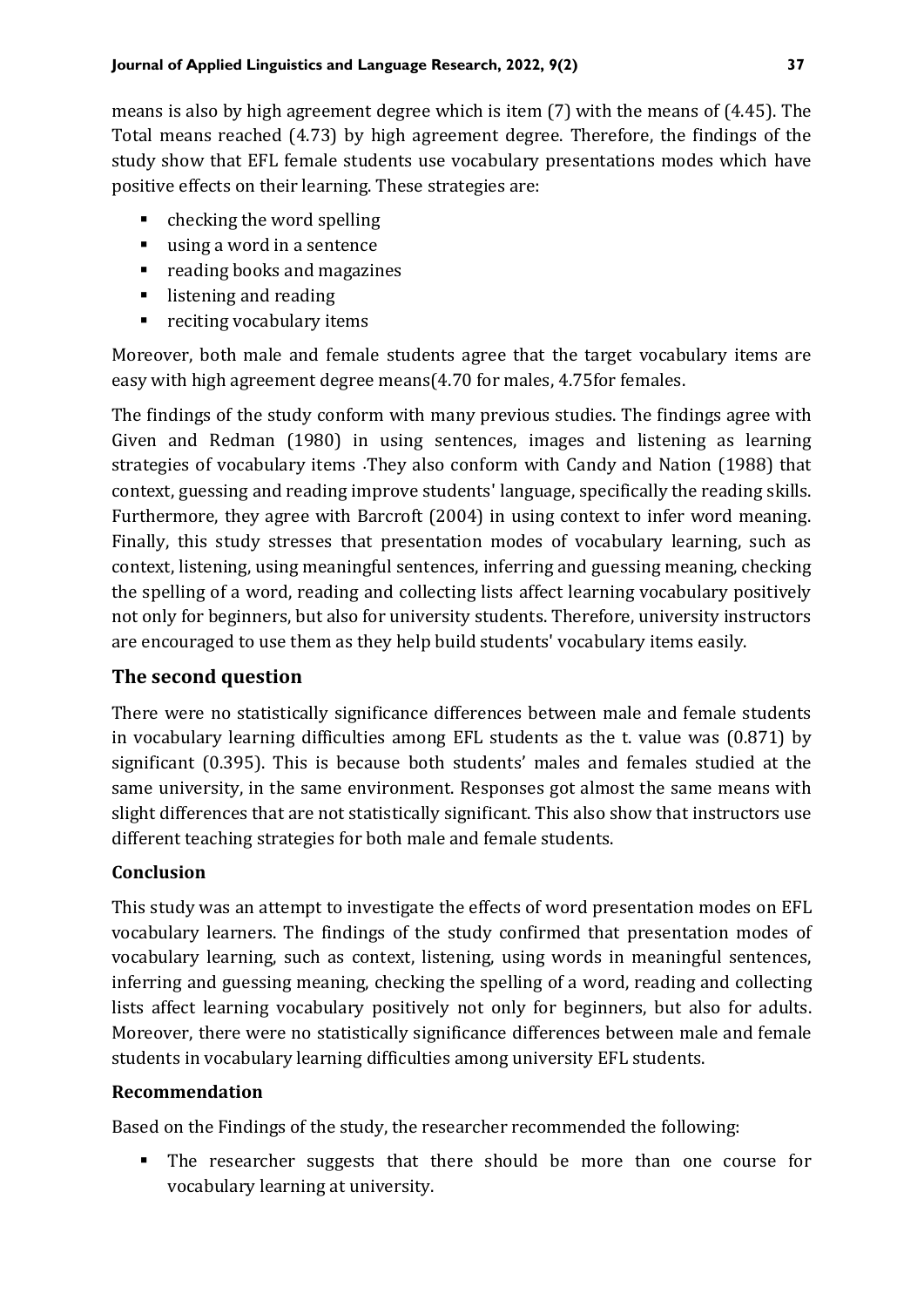means is also by high agreement degree which is item (7) with the means of (4.45). The Total means reached (4.73) by high agreement degree. Therefore, the findings of the study show that EFL female students use vocabulary presentations modes which have positive effects on their learning. These strategies are:

- checking the word spelling
- using a word in a sentence
- reading books and magazines
- listening and reading
- reciting vocabulary items

Moreover, both male and female students agree that the target vocabulary items are easy with high agreement degree means(4.70 for males, 4.75for females.

The findings of the study conform with many previous studies. The findings agree with Given and Redman (1980) in using sentences, images and listening as learning strategies of vocabulary items .They also conform with Candy and Nation (1988) that context, guessing and reading improve students' language, specifically the reading skills. Furthermore, they agree with Barcroft (2004) in using context to infer word meaning. Finally, this study stresses that presentation modes of vocabulary learning, such as context, listening, using meaningful sentences, inferring and guessing meaning, checking the spelling of a word, reading and collecting lists affect learning vocabulary positively not only for beginners, but also for university students. Therefore, university instructors are encouraged to use them as they help build students' vocabulary items easily.

## The second question

There were no statistically significance differences between male and female students in vocabulary learning difficulties among EFL students as the t. value was (0.871) by significant (0.395). This is because both students' males and females studied at the same university, in the same environment. Responses got almost the same means with slight differences that are not statistically significant. This also show that instructors use different teaching strategies for both male and female students.

### Conclusion

This study was an attempt to investigate the effects of word presentation modes on EFL vocabulary learners. The findings of the study confirmed that presentation modes of vocabulary learning, such as context, listening, using words in meaningful sentences, inferring and guessing meaning, checking the spelling of a word, reading and collecting lists affect learning vocabulary positively not only for beginners, but also for adults. Moreover, there were no statistically significance differences between male and female students in vocabulary learning difficulties among university EFL students.

### Recommendation

Based on the Findings of the study, the researcher recommended the following:

- The researcher suggests that there should be more than one course for vocabulary learning at university.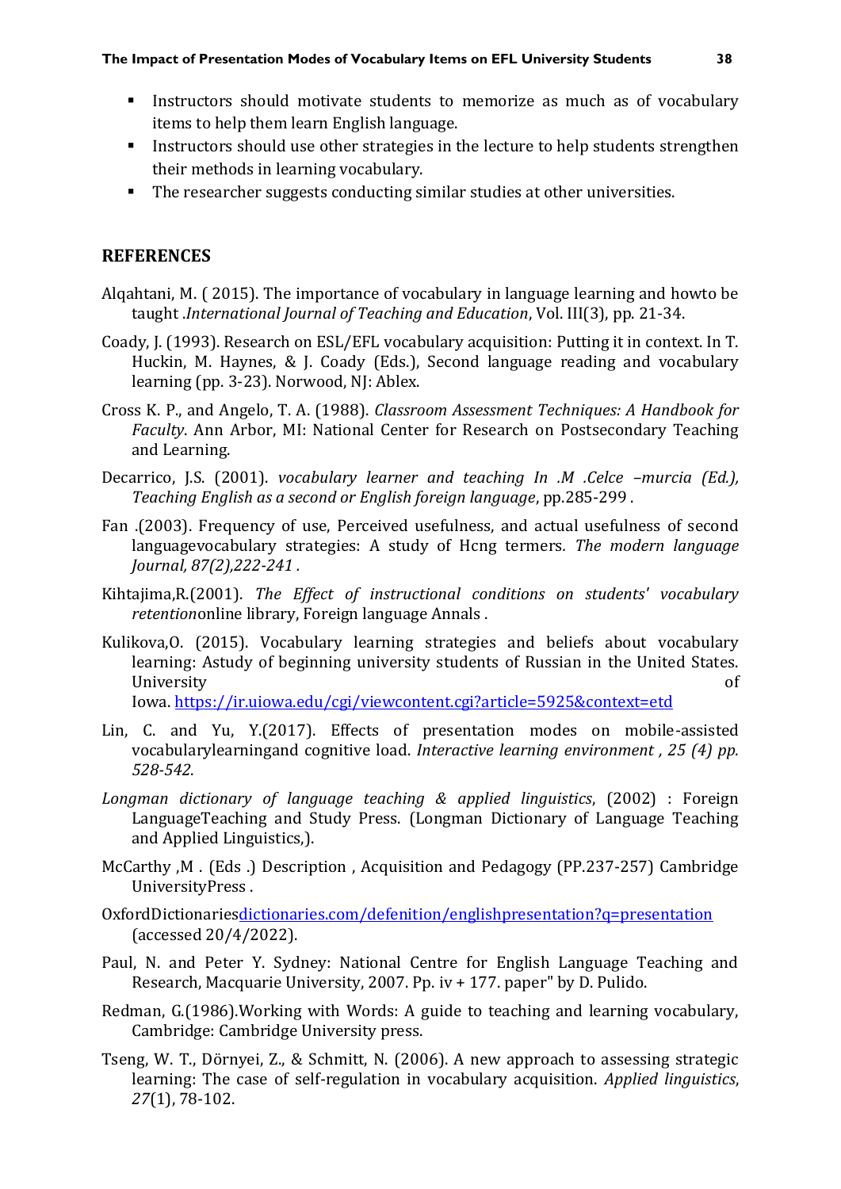- Instructors should motivate students to memorize as much as of vocabulary items to help them learn English language.
- Instructors should use other strategies in the lecture to help students strengthen their methods in learning vocabulary.
- The researcher suggests conducting similar studies at other universities.

## REFERENCES

Alqahtani, M. ( 2015). The importance of vocabulary in language learning and howto be taught .*International Journal of Teaching and Education*, Vol. III(3), pp. 21-34.

Coady, J. (1993). Research on ESL/EFL vocabulary acquisition: Putting it in context. In T. Huckin, M. Haynes, & J. Coady (Eds.), Second language reading and vocabulary learning (pp. 3-23). Norwood, NJ: Ablex.

Cross K. P., and Angelo, T. A. (1988). *Classroom Assessment Techniques: A Handbook for Faculty*. Ann Arbor, MI: National Center for Research on Postsecondary Teaching and Learning.

Decarrico, J.S. (2001). *vocabulary learner and teaching In .M .Celce –murcia (Ed.), Teaching English as a second or English foreign language*, pp.285-299 .

Fan .(2003). Frequency of use, Perceived usefulness, and actual usefulness of second languagevocabulary strategies: A study of Hcng termers*. The modern language Journal, 87(2),222-241 .*

Kihtajima,R.(2001). *The Effect of instructional conditions on students' vocabulary retention*online library, Foreign language Annals .

Kulikova,O. (2015). Vocabulary learning strategies and beliefs about vocabulary learning: Astudy of beginning university students of Russian in the United States. University of Iowa. https://ir.uiowa.edu/cgi/viewcontent.cgi?article=5925&context=etd

Lin, C. and Yu, Y.(2017). Effects of presentation modes on mobile-assisted vocabularylearningand cognitive load. *Interactive learning environment , 25 (4) pp. 528-542*.

*Longman dictionary of language teaching & applied linguistics*, (2002) : Foreign LanguageTeaching and Study Press. (Longman Dictionary of Language Teaching and Applied Linguistics,).

McCarthy ,M . (Eds .) Description , Acquisition and Pedagogy (PP.237-257) Cambridge UniversityPress .

OxfordDictionariesdictionaries.com/defenition/englishpresentation?q=presentation (accessed 20/4/2022).

Paul, N. and Peter Y. Sydney: National Centre for English Language Teaching and Research, Macquarie University, 2007. Pp. iv + 177. paper" by D. Pulido.

Redman, G.(1986).Working with Words: A guide to teaching and learning vocabulary, Cambridge: Cambridge University press.

Tseng, W. T., Dörnyei, Z., & Schmitt, N. (2006). A new approach to assessing strategic learning: The case of self-regulation in vocabulary acquisition. *Applied linguistics*, *27*(1), 78-102.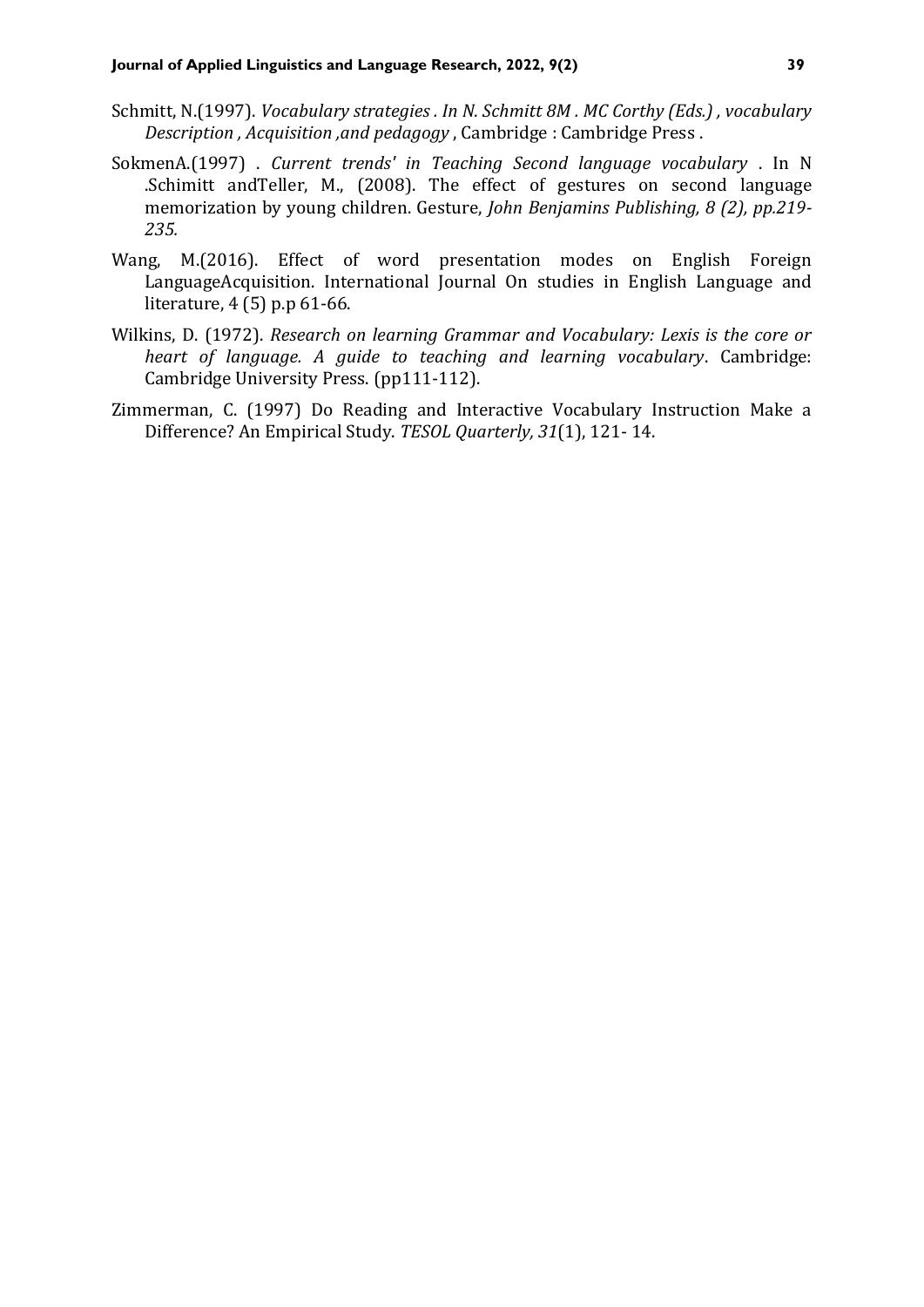Schmitt, N.(1997). *Vocabulary strategies . In N. Schmitt 8M . MC Corthy (Eds.) , vocabulary Description , Acquisition ,and pedagogy* , Cambridge : Cambridge Press .

SokmenA.(1997) . *Current trends' in Teaching Second language vocabulary* . In N .Schimitt andTeller, M., (2008). The effect of gestures on second language memorization by young children. Gesture, *John Benjamins Publishing, 8 (2), pp.219-235.*

Wang, M.(2016). Effect of word presentation modes on English Foreign LanguageAcquisition. International Journal On studies in English Language and literature, 4 (5) p.p 61-66.

Wilkins, D. (1972). *Research on learning Grammar and Vocabulary: Lexis is the core or heart of language. A guide to teaching and learning vocabulary*. Cambridge: Cambridge University Press. (pp111-112).

Zimmerman, C. (1997) Do Reading and Interactive Vocabulary Instruction Make a Difference? An Empirical Study. *TESOL Quarterly, 31*(1), 121- 14.